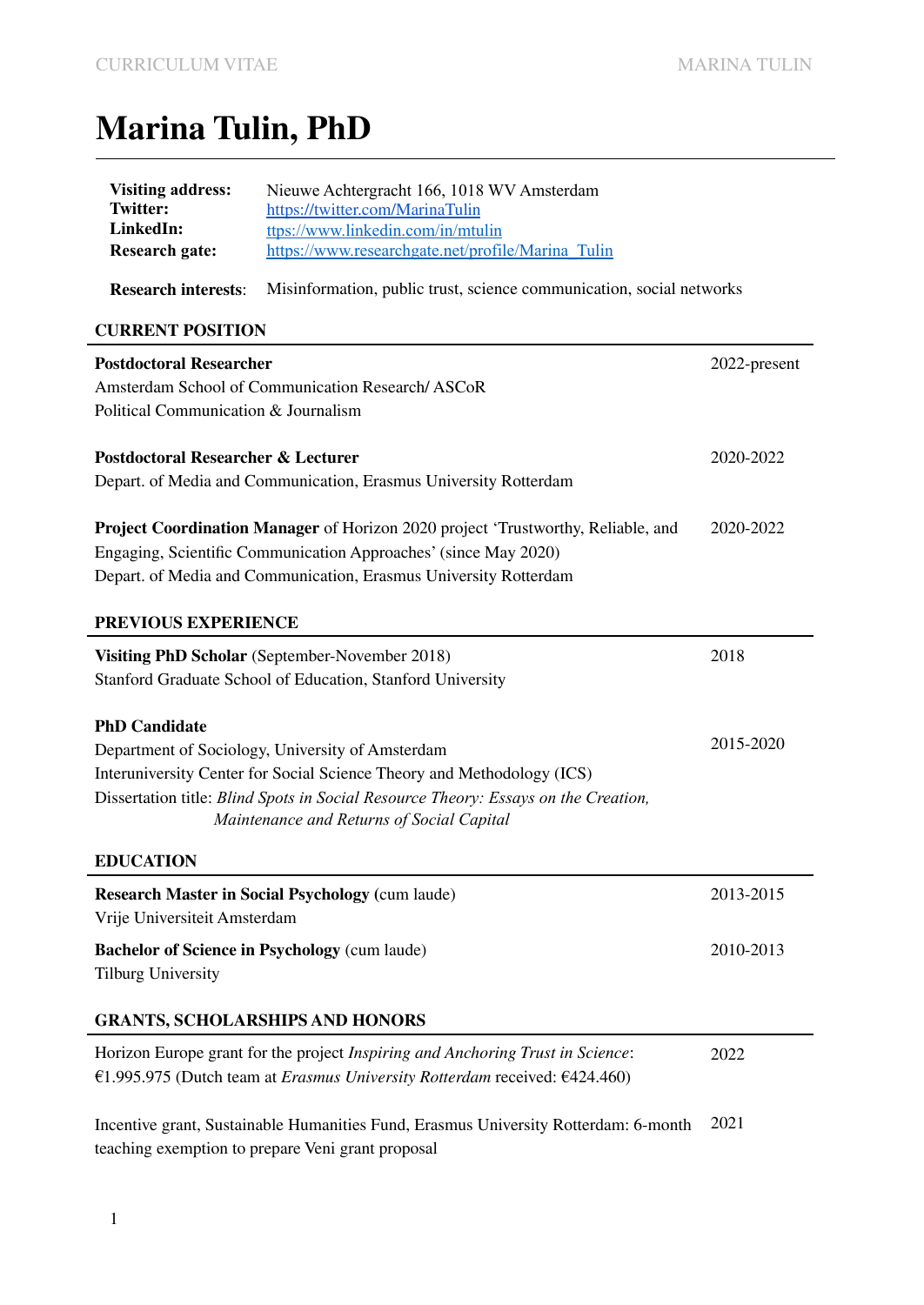# Marina Tulin, PhD

| | |
|---|---|
| **Visiting address:** | Nieuwe Achtergracht 166, 1018 WV Amsterdam |
| **Twitter:** | https://twitter.com/MarinaTulin |
| **LinkedIn:** | ttps://www.linkedin.com/in/mtulin |
| **Research gate:** | https://www.researchgate.net/profile/Marina_Tulin |

**Research interests**: Misinformation, public trust, science communication, social networks

## CURRENT POSITION

**Postdoctoral Researcher** — 2022-present
Amsterdam School of Communication Research/ ASCoR
Political Communication & Journalism

**Postdoctoral Researcher & Lecturer** — 2020-2022
Depart. of Media and Communication, Erasmus University Rotterdam

**Project Coordination Manager** of Horizon 2020 project 'Trustworthy, Reliable, and Engaging, Scientific Communication Approaches' (since May 2020) — 2020-2022
Depart. of Media and Communication, Erasmus University Rotterdam

## PREVIOUS EXPERIENCE

**Visiting PhD Scholar** (September-November 2018) — 2018
Stanford Graduate School of Education, Stanford University

**PhD Candidate** — 2015-2020
Department of Sociology, University of Amsterdam
Interuniversity Center for Social Science Theory and Methodology (ICS)
Dissertation title: *Blind Spots in Social Resource Theory: Essays on the Creation, Maintenance and Returns of Social Capital*

## EDUCATION

**Research Master in Social Psychology** (cum laude) — 2013-2015
Vrije Universiteit Amsterdam

**Bachelor of Science in Psychology** (cum laude) — 2010-2013
Tilburg University

## GRANTS, SCHOLARSHIPS AND HONORS

Horizon Europe grant for the project *Inspiring and Anchoring Trust in Science*: €1.995.975 (Dutch team at *Erasmus University Rotterdam* received: €424.460) — 2022

Incentive grant, Sustainable Humanities Fund, Erasmus University Rotterdam: 6-month teaching exemption to prepare Veni grant proposal — 2021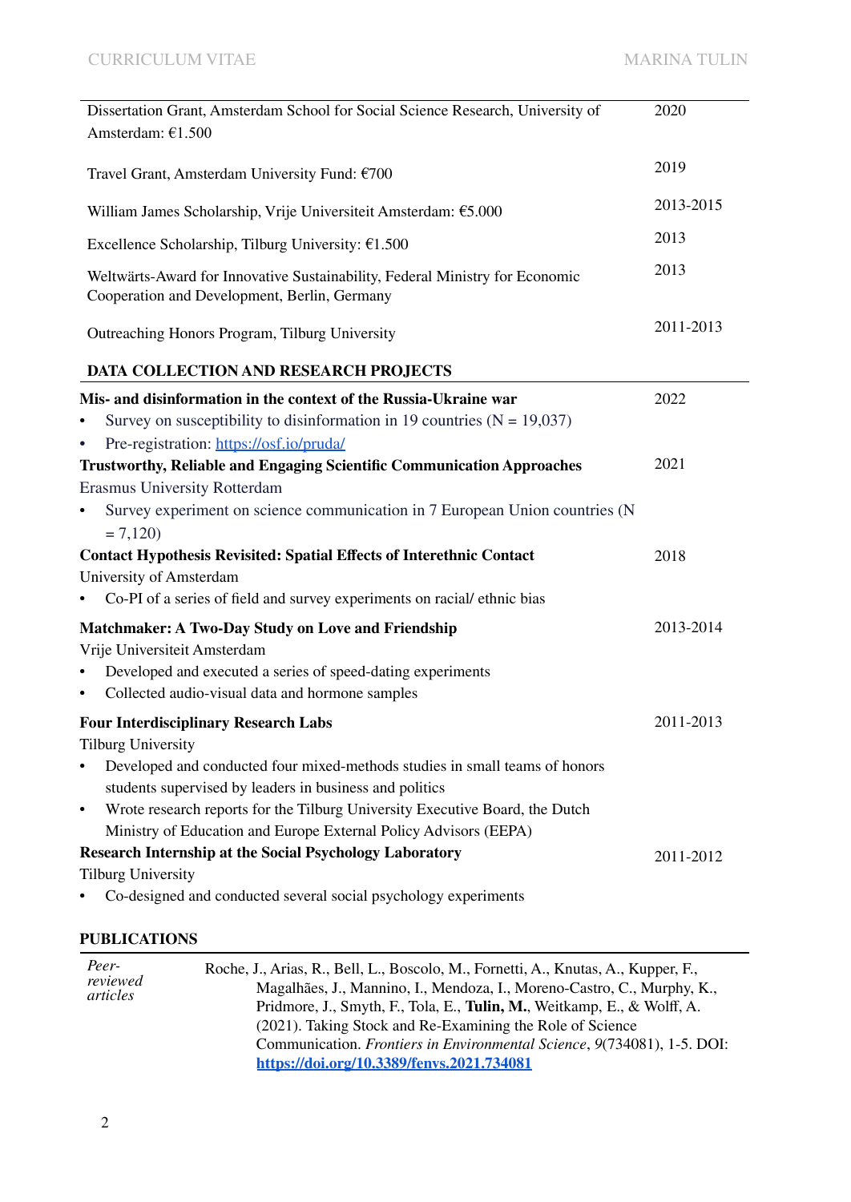| | |
|---|---|
| Dissertation Grant, Amsterdam School for Social Science Research, University of Amsterdam: €1.500 | 2020 |
| Travel Grant, Amsterdam University Fund: €700 | 2019 |
| William James Scholarship, Vrije Universiteit Amsterdam: €5.000 | 2013-2015 |
| Excellence Scholarship, Tilburg University: €1.500 | 2013 |
| Weltwärts-Award for Innovative Sustainability, Federal Ministry for Economic Cooperation and Development, Berlin, Germany | 2013 |
| Outreaching Honors Program, Tilburg University | 2011-2013 |

## DATA COLLECTION AND RESEARCH PROJECTS

**Mis- and disinformation in the context of the Russia-Ukraine war** — 2022

- Survey on susceptibility to disinformation in 19 countries (N = 19,037)
- Pre-registration: https://osf.io/pruda/

**Trustworthy, Reliable and Engaging Scientific Communication Approaches** — 2021

Erasmus University Rotterdam

- Survey experiment on science communication in 7 European Union countries (N = 7,120)

**Contact Hypothesis Revisited: Spatial Effects of Interethnic Contact** — 2018

University of Amsterdam

- Co-PI of a series of field and survey experiments on racial/ ethnic bias

**Matchmaker: A Two-Day Study on Love and Friendship** — 2013-2014

Vrije Universiteit Amsterdam

- Developed and executed a series of speed-dating experiments
- Collected audio-visual data and hormone samples

**Four Interdisciplinary Research Labs** — 2011-2013

Tilburg University

- Developed and conducted four mixed-methods studies in small teams of honors students supervised by leaders in business and politics
- Wrote research reports for the Tilburg University Executive Board, the Dutch Ministry of Education and Europe External Policy Advisors (EEPA)

**Research Internship at the Social Psychology Laboratory** — 2011-2012

Tilburg University

- Co-designed and conducted several social psychology experiments

## PUBLICATIONS

*Peer-reviewed articles*

Roche, J., Arias, R., Bell, L., Boscolo, M., Fornetti, A., Knutas, A., Kupper, F., Magalhães, J., Mannino, I., Mendoza, I., Moreno-Castro, C., Murphy, K., Pridmore, J., Smyth, F., Tola, E., **Tulin, M.**, Weitkamp, E., & Wolff, A. (2021). Taking Stock and Re-Examining the Role of Science Communication. *Frontiers in Environmental Science*, *9*(734081), 1-5. DOI: **https://doi.org/10.3389/fenvs.2021.734081**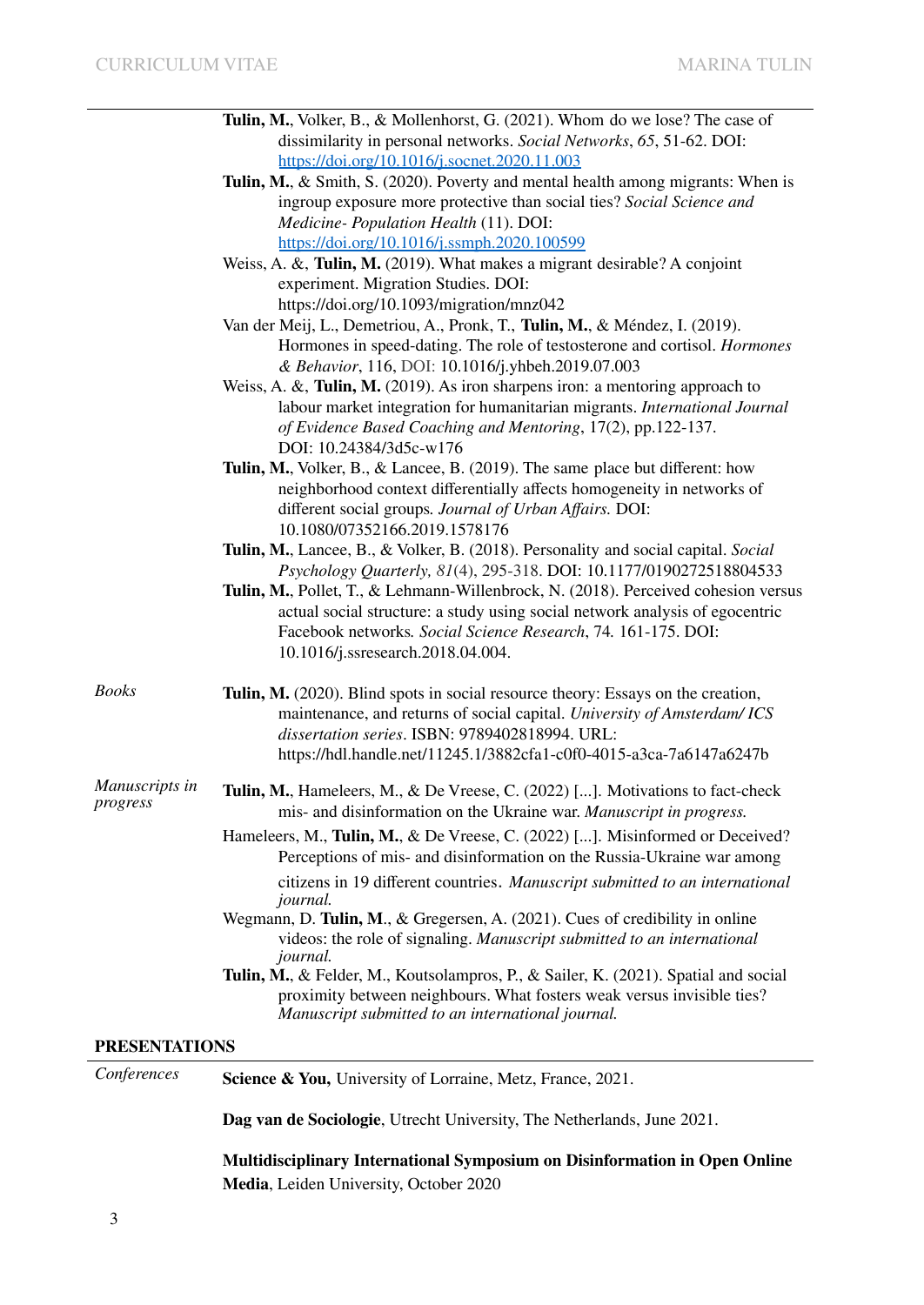**Tulin, M.**, Volker, B., & Mollenhorst, G. (2021). Whom do we lose? The case of dissimilarity in personal networks. *Social Networks*, *65*, 51-62. DOI: https://doi.org/10.1016/j.socnet.2020.11.003

**Tulin, M.**, & Smith, S. (2020). Poverty and mental health among migrants: When is ingroup exposure more protective than social ties? *Social Science and Medicine- Population Health* (11). DOI: https://doi.org/10.1016/j.ssmph.2020.100599

Weiss, A. &, **Tulin, M.** (2019). What makes a migrant desirable? A conjoint experiment. Migration Studies. DOI: https://doi.org/10.1093/migration/mnz042

Van der Meij, L., Demetriou, A., Pronk, T., **Tulin, M.**, & Méndez, I. (2019). Hormones in speed-dating. The role of testosterone and cortisol. *Hormones & Behavior*, 116, DOI: 10.1016/j.yhbeh.2019.07.003

Weiss, A. &, **Tulin, M.** (2019). As iron sharpens iron: a mentoring approach to labour market integration for humanitarian migrants. *International Journal of Evidence Based Coaching and Mentoring*, 17(2), pp.122-137. DOI: 10.24384/3d5c-w176

**Tulin, M.**, Volker, B., & Lancee, B. (2019). The same place but different: how neighborhood context differentially affects homogeneity in networks of different social groups. *Journal of Urban Affairs.* DOI: 10.1080/07352166.2019.1578176

**Tulin, M.**, Lancee, B., & Volker, B. (2018). Personality and social capital. *Social Psychology Quarterly, 81*(4), 295-318. DOI: 10.1177/0190272518804533

**Tulin, M.**, Pollet, T., & Lehmann-Willenbrock, N. (2018). Perceived cohesion versus actual social structure: a study using social network analysis of egocentric Facebook networks*.* *Social Science Research*, 74. 161-175. DOI: 10.1016/j.ssresearch.2018.04.004.

*Books*

**Tulin, M.** (2020). Blind spots in social resource theory: Essays on the creation, maintenance, and returns of social capital. *University of Amsterdam/ ICS dissertation series*. ISBN: 9789402818994. URL: https://hdl.handle.net/11245.1/3882cfa1-c0f0-4015-a3ca-7a6147a6247b

*Manuscripts in progress*

**Tulin, M.**, Hameleers, M., & De Vreese, C. (2022) [...]. Motivations to fact-check mis- and disinformation on the Ukraine war. *Manuscript in progress.*

Hameleers, M., **Tulin, M.**, & De Vreese, C. (2022) [...]. Misinformed or Deceived? Perceptions of mis- and disinformation on the Russia-Ukraine war among citizens in 19 different countries. *Manuscript submitted to an international journal.*

Wegmann, D. **Tulin, M.**, & Gregersen, A. (2021). Cues of credibility in online videos: the role of signaling. *Manuscript submitted to an international journal.*

**Tulin, M.**, & Felder, M., Koutsolampros, P., & Sailer, K. (2021). Spatial and social proximity between neighbours. What fosters weak versus invisible ties? *Manuscript submitted to an international journal.*

## PRESENTATIONS

*Conferences*

**Science & You,** University of Lorraine, Metz, France, 2021.

**Dag van de Sociologie**, Utrecht University, The Netherlands, June 2021.

**Multidisciplinary International Symposium on Disinformation in Open Online Media**, Leiden University, October 2020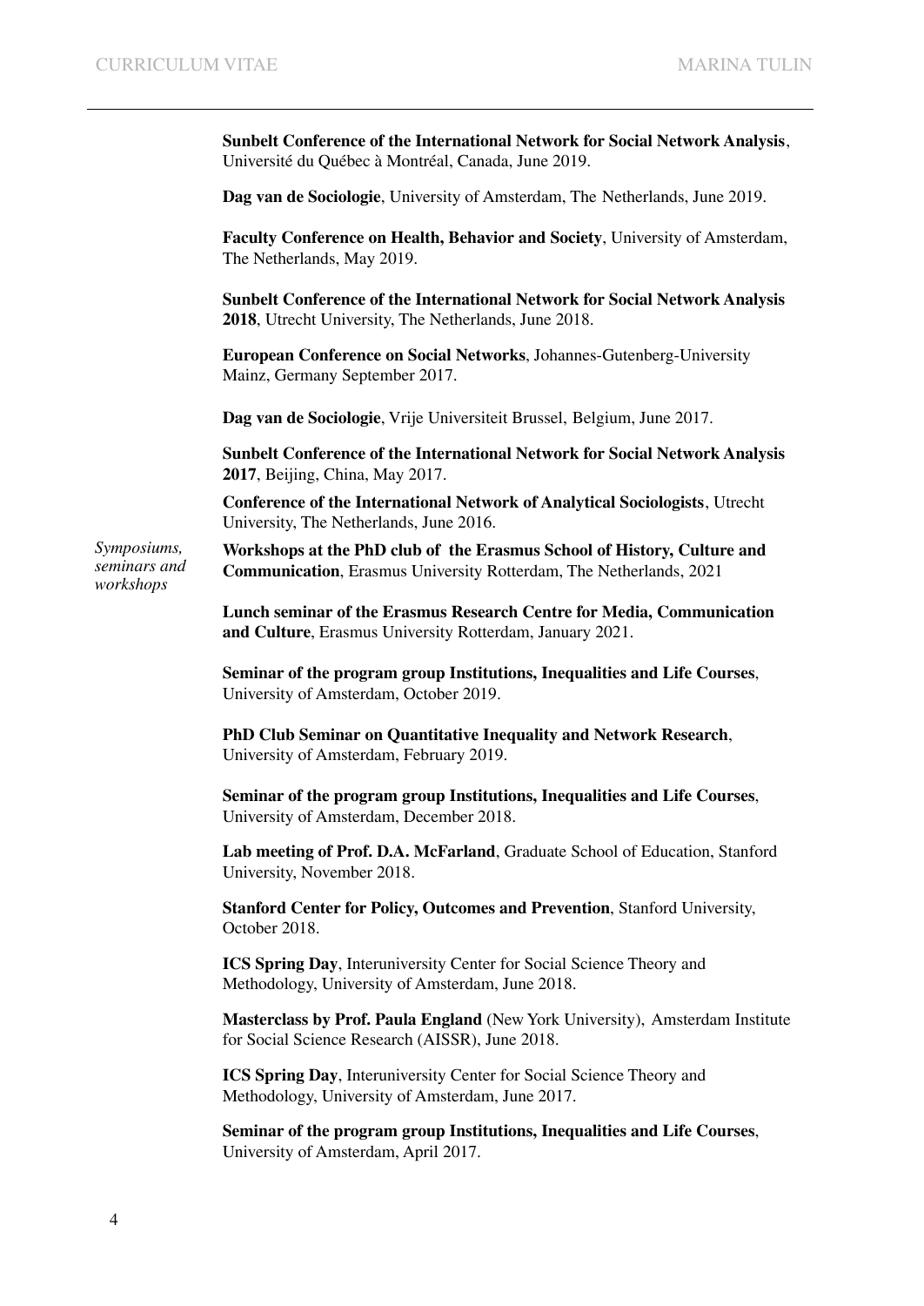**Sunbelt Conference of the International Network for Social Network Analysis**, Université du Québec à Montréal, Canada, June 2019.

**Dag van de Sociologie**, University of Amsterdam, The Netherlands, June 2019.

**Faculty Conference on Health, Behavior and Society**, University of Amsterdam, The Netherlands, May 2019.

**Sunbelt Conference of the International Network for Social Network Analysis 2018**, Utrecht University, The Netherlands, June 2018.

**European Conference on Social Networks**, Johannes-Gutenberg-University Mainz, Germany September 2017.

**Dag van de Sociologie**, Vrije Universiteit Brussel, Belgium, June 2017.

**Sunbelt Conference of the International Network for Social Network Analysis 2017**, Beijing, China, May 2017.

**Conference of the International Network of Analytical Sociologists**, Utrecht University, The Netherlands, June 2016.

*Symposiums, seminars and workshops*

**Workshops at the PhD club of the Erasmus School of History, Culture and Communication**, Erasmus University Rotterdam, The Netherlands, 2021

**Lunch seminar of the Erasmus Research Centre for Media, Communication and Culture**, Erasmus University Rotterdam, January 2021.

**Seminar of the program group Institutions, Inequalities and Life Courses**, University of Amsterdam, October 2019.

**PhD Club Seminar on Quantitative Inequality and Network Research**, University of Amsterdam, February 2019.

**Seminar of the program group Institutions, Inequalities and Life Courses**, University of Amsterdam, December 2018.

**Lab meeting of Prof. D.A. McFarland**, Graduate School of Education, Stanford University, November 2018.

**Stanford Center for Policy, Outcomes and Prevention**, Stanford University, October 2018.

**ICS Spring Day**, Interuniversity Center for Social Science Theory and Methodology, University of Amsterdam, June 2018.

**Masterclass by Prof. Paula England** (New York University), Amsterdam Institute for Social Science Research (AISSR), June 2018.

**ICS Spring Day**, Interuniversity Center for Social Science Theory and Methodology, University of Amsterdam, June 2017.

**Seminar of the program group Institutions, Inequalities and Life Courses**, University of Amsterdam, April 2017.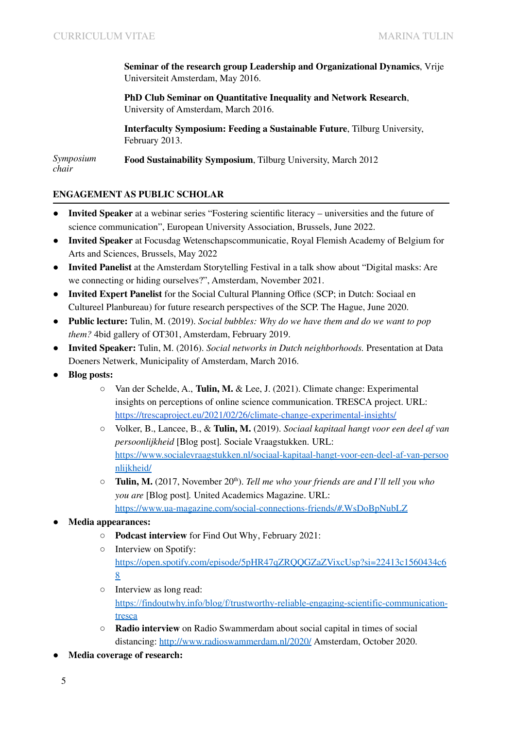**Seminar of the research group Leadership and Organizational Dynamics**, Vrije Universiteit Amsterdam, May 2016.

**PhD Club Seminar on Quantitative Inequality and Network Research**, University of Amsterdam, March 2016.

**Interfaculty Symposium: Feeding a Sustainable Future**, Tilburg University, February 2013.

*Symposium chair* **Food Sustainability Symposium**, Tilburg University, March 2012

## ENGAGEMENT AS PUBLIC SCHOLAR

- **Invited Speaker** at a webinar series "Fostering scientific literacy – universities and the future of science communication", European University Association, Brussels, June 2022.
- **Invited Speaker** at Focusdag Wetenschapscommunicatie, Royal Flemish Academy of Belgium for Arts and Sciences, Brussels, May 2022
- **Invited Panelist** at the Amsterdam Storytelling Festival in a talk show about "Digital masks: Are we connecting or hiding ourselves?", Amsterdam, November 2021.
- **Invited Expert Panelist** for the Social Cultural Planning Office (SCP; in Dutch: Sociaal en Cultureel Planbureau) for future research perspectives of the SCP. The Hague, June 2020.
- **Public lecture:** Tulin, M. (2019). *Social bubbles: Why do we have them and do we want to pop them?* 4bid gallery of OT301, Amsterdam, February 2019.
- **Invited Speaker:** Tulin, M. (2016). *Social networks in Dutch neighborhoods.* Presentation at Data Doeners Netwerk, Municipality of Amsterdam, March 2016.
- **Blog posts:**
  - Van der Schelde, A., **Tulin, M.** & Lee, J. (2021). Climate change: Experimental insights on perceptions of online science communication. TRESCA project. URL: https://trescaproject.eu/2021/02/26/climate-change-experimental-insights/
  - Volker, B., Lancee, B., & **Tulin, M.** (2019). *Sociaal kapitaal hangt voor een deel af van persoonlijkheid* [Blog post]. Sociale Vraagstukken. URL: https://www.socialevraagstukken.nl/sociaal-kapitaal-hangt-voor-een-deel-af-van-persoonlijkheid/
  - **Tulin, M.** (2017, November 20th). *Tell me who your friends are and I'll tell you who you are* [Blog post]. United Academics Magazine. URL: https://www.ua-magazine.com/social-connections-friends/#.WsDoBpNubLZ
- **Media appearances:**
  - **Podcast interview** for Find Out Why, February 2021:
  - Interview on Spotify: https://open.spotify.com/episode/5pHR47qZRQQGZaZVixcUsp?si=22413c1560434c68
  - Interview as long read: https://findoutwhy.info/blog/f/trustworthy-reliable-engaging-scientific-communication-tresca
  - **Radio interview** on Radio Swammerdam about social capital in times of social distancing: http://www.radioswammerdam.nl/2020/ Amsterdam, October 2020.
- **Media coverage of research:**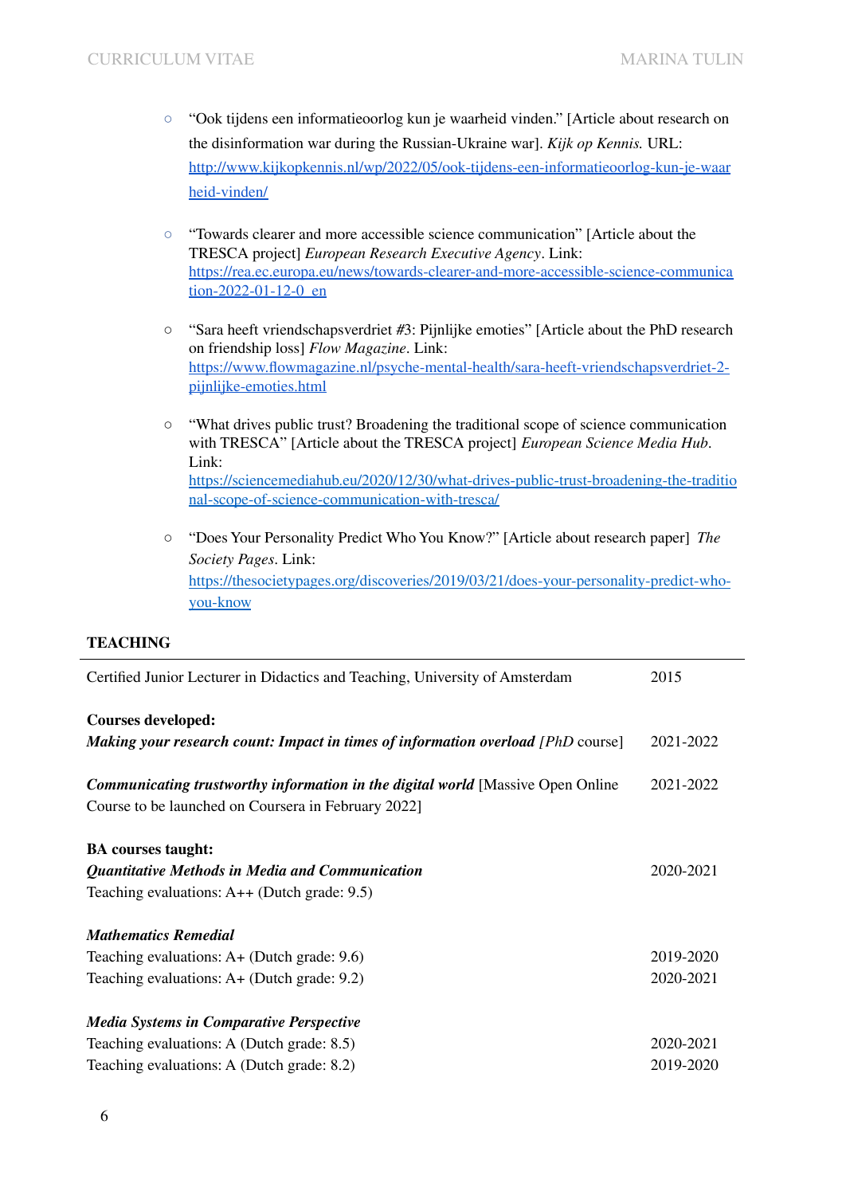- "Ook tijdens een informatieoorlog kun je waarheid vinden." [Article about research on the disinformation war during the Russian-Ukraine war]. *Kijk op Kennis.* URL: http://www.kijkopkennis.nl/wp/2022/05/ook-tijdens-een-informatieoorlog-kun-je-waarheid-vinden/

- "Towards clearer and more accessible science communication" [Article about the TRESCA project] *European Research Executive Agency*. Link: https://rea.ec.europa.eu/news/towards-clearer-and-more-accessible-science-communication-2022-01-12-0_en

- "Sara heeft vriendschapsverdriet #3: Pijnlijke emoties" [Article about the PhD research on friendship loss] *Flow Magazine*. Link: https://www.flowmagazine.nl/psyche-mental-health/sara-heeft-vriendschapsverdriet-2-pijnlijke-emoties.html

- "What drives public trust? Broadening the traditional scope of science communication with TRESCA" [Article about the TRESCA project] *European Science Media Hub*. Link: https://sciencemediahub.eu/2020/12/30/what-drives-public-trust-broadening-the-traditional-scope-of-science-communication-with-tresca/

- "Does Your Personality Predict Who You Know?" [Article about research paper] *The Society Pages*. Link: https://thesocietypages.org/discoveries/2019/03/21/does-your-personality-predict-who-you-know

## TEACHING

| | |
|---|---|
| Certified Junior Lecturer in Didactics and Teaching, University of Amsterdam | 2015 |
| **Courses developed:** | |
| ***Making your research count: Impact in times of information overload*** [*PhD* course] | 2021-2022 |
| ***Communicating trustworthy information in the digital world*** [Massive Open Online Course to be launched on Coursera in February 2022] | 2021-2022 |
| **BA courses taught:** | |
| ***Quantitative Methods in Media and Communication*** | 2020-2021 |
| Teaching evaluations: A++ (Dutch grade: 9.5) | |
| ***Mathematics Remedial*** | |
| Teaching evaluations: A+ (Dutch grade: 9.6) | 2019-2020 |
| Teaching evaluations: A+ (Dutch grade: 9.2) | 2020-2021 |
| ***Media Systems in Comparative Perspective*** | |
| Teaching evaluations: A (Dutch grade: 8.5) | 2020-2021 |
| Teaching evaluations: A (Dutch grade: 8.2) | 2019-2020 |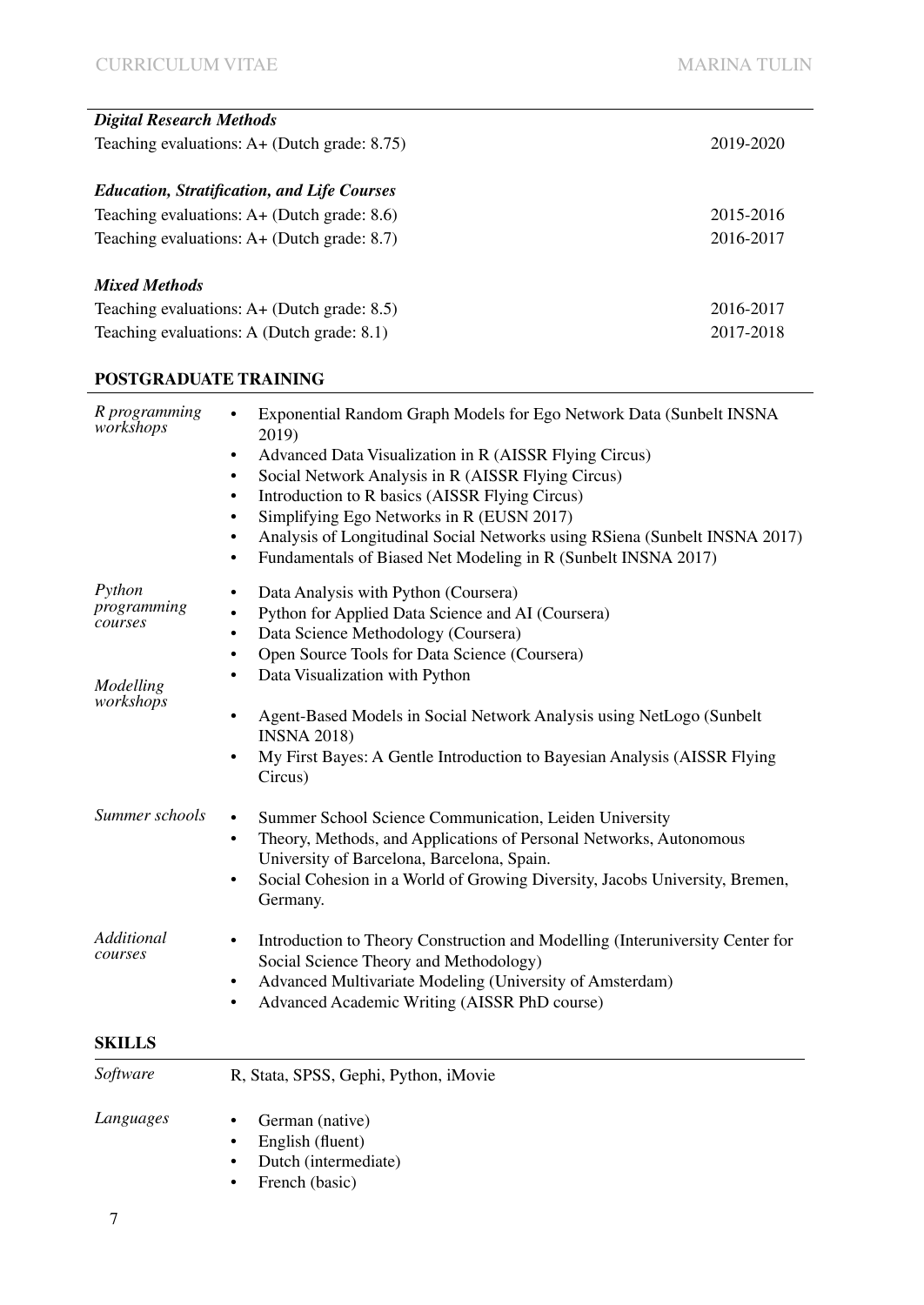***Digital Research Methods***

| | |
|---|---|
| Teaching evaluations: A+ (Dutch grade: 8.75) | 2019-2020 |

***Education, Stratification, and Life Courses***

| | |
|---|---|
| Teaching evaluations: A+ (Dutch grade: 8.6) | 2015-2016 |
| Teaching evaluations: A+ (Dutch grade: 8.7) | 2016-2017 |

***Mixed Methods***

| | |
|---|---|
| Teaching evaluations: A+ (Dutch grade: 8.5) | 2016-2017 |
| Teaching evaluations: A (Dutch grade: 8.1) | 2017-2018 |

## POSTGRADUATE TRAINING

*R programming workshops*

- Exponential Random Graph Models for Ego Network Data (Sunbelt INSNA 2019)
- Advanced Data Visualization in R (AISSR Flying Circus)
- Social Network Analysis in R (AISSR Flying Circus)
- Introduction to R basics (AISSR Flying Circus)
- Simplifying Ego Networks in R (EUSN 2017)
- Analysis of Longitudinal Social Networks using RSiena (Sunbelt INSNA 2017)
- Fundamentals of Biased Net Modeling in R (Sunbelt INSNA 2017)

*Python programming courses*

- Data Analysis with Python (Coursera)
- Python for Applied Data Science and AI (Coursera)
- Data Science Methodology (Coursera)
- Open Source Tools for Data Science (Coursera)
- Data Visualization with Python

*Modelling workshops*

- Agent-Based Models in Social Network Analysis using NetLogo (Sunbelt INSNA 2018)
- My First Bayes: A Gentle Introduction to Bayesian Analysis (AISSR Flying Circus)

*Summer schools*

- Summer School Science Communication, Leiden University
- Theory, Methods, and Applications of Personal Networks, Autonomous University of Barcelona, Barcelona, Spain.
- Social Cohesion in a World of Growing Diversity, Jacobs University, Bremen, Germany.

*Additional courses*

- Introduction to Theory Construction and Modelling (Interuniversity Center for Social Science Theory and Methodology)
- Advanced Multivariate Modeling (University of Amsterdam)
- Advanced Academic Writing (AISSR PhD course)

## SKILLS

*Software*

R, Stata, SPSS, Gephi, Python, iMovie

*Languages*

- German (native)
- English (fluent)
- Dutch (intermediate)
- French (basic)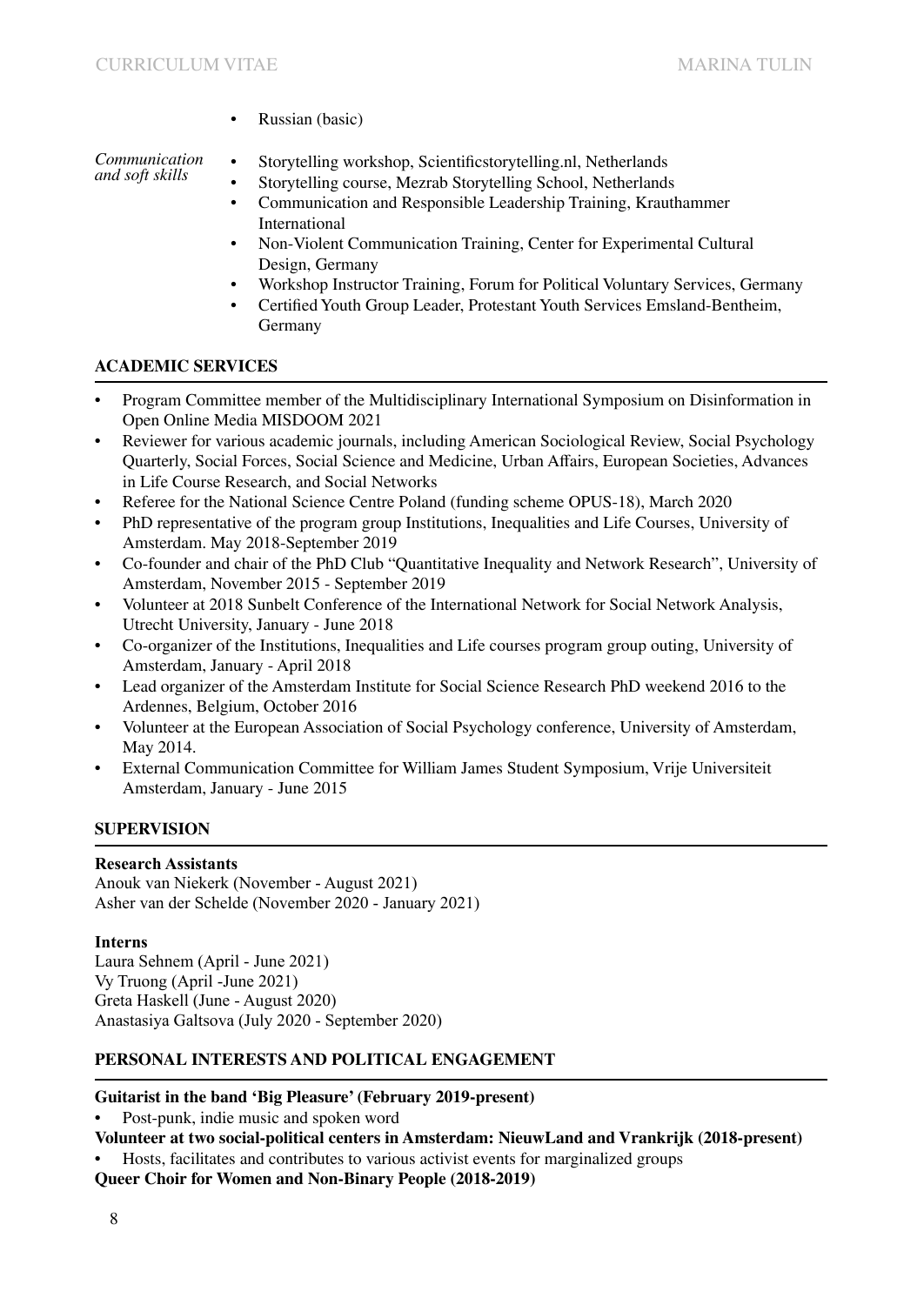- Russian (basic)

*Communication and soft skills*

- Storytelling workshop, Scientificstorytelling.nl, Netherlands
- Storytelling course, Mezrab Storytelling School, Netherlands
- Communication and Responsible Leadership Training, Krauthammer International
- Non-Violent Communication Training, Center for Experimental Cultural Design, Germany
- Workshop Instructor Training, Forum for Political Voluntary Services, Germany
- Certified Youth Group Leader, Protestant Youth Services Emsland-Bentheim, Germany

## ACADEMIC SERVICES

- Program Committee member of the Multidisciplinary International Symposium on Disinformation in Open Online Media MISDOOM 2021
- Reviewer for various academic journals, including American Sociological Review, Social Psychology Quarterly, Social Forces, Social Science and Medicine, Urban Affairs, European Societies, Advances in Life Course Research, and Social Networks
- Referee for the National Science Centre Poland (funding scheme OPUS-18), March 2020
- PhD representative of the program group Institutions, Inequalities and Life Courses, University of Amsterdam. May 2018-September 2019
- Co-founder and chair of the PhD Club "Quantitative Inequality and Network Research", University of Amsterdam, November 2015 - September 2019
- Volunteer at 2018 Sunbelt Conference of the International Network for Social Network Analysis, Utrecht University, January - June 2018
- Co-organizer of the Institutions, Inequalities and Life courses program group outing, University of Amsterdam, January - April 2018
- Lead organizer of the Amsterdam Institute for Social Science Research PhD weekend 2016 to the Ardennes, Belgium, October 2016
- Volunteer at the European Association of Social Psychology conference, University of Amsterdam, May 2014.
- External Communication Committee for William James Student Symposium, Vrije Universiteit Amsterdam, January - June 2015

## SUPERVISION

**Research Assistants**
Anouk van Niekerk (November - August 2021)
Asher van der Schelde (November 2020 - January 2021)

**Interns**
Laura Sehnem (April - June 2021)
Vy Truong (April -June 2021)
Greta Haskell (June - August 2020)
Anastasiya Galtsova (July 2020 - September 2020)

## PERSONAL INTERESTS AND POLITICAL ENGAGEMENT

**Guitarist in the band 'Big Pleasure' (February 2019-present)**
- Post-punk, indie music and spoken word

**Volunteer at two social-political centers in Amsterdam: NieuwLand and Vrankrijk (2018-present)**
- Hosts, facilitates and contributes to various activist events for marginalized groups

**Queer Choir for Women and Non-Binary People (2018-2019)**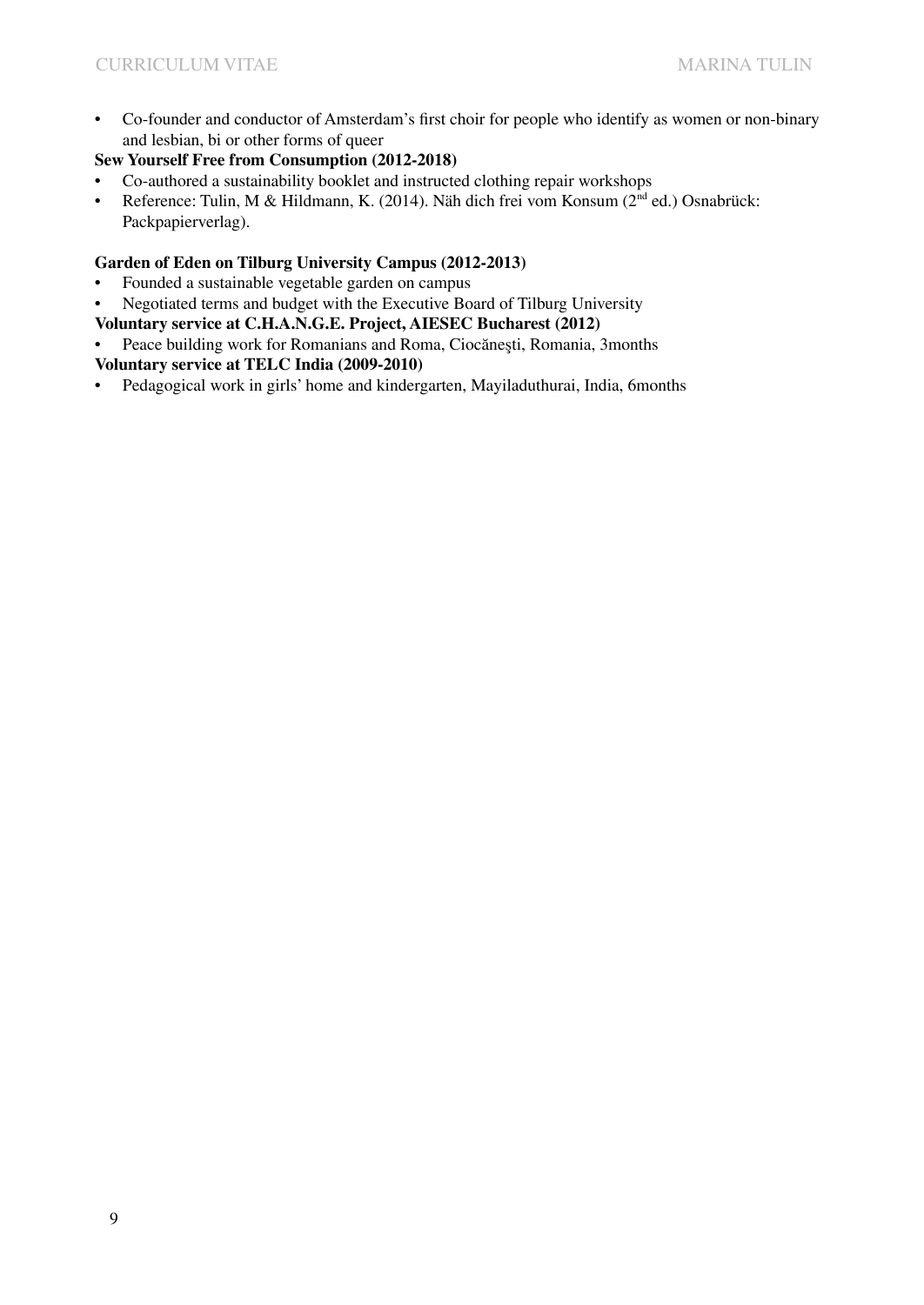- Co-founder and conductor of Amsterdam's first choir for people who identify as women or non-binary and lesbian, bi or other forms of queer

**Sew Yourself Free from Consumption (2012-2018)**

- Co-authored a sustainability booklet and instructed clothing repair workshops
- Reference: Tulin, M & Hildmann, K. (2014). Näh dich frei vom Konsum (2nd ed.) Osnabrück: Packpapierverlag).

**Garden of Eden on Tilburg University Campus (2012-2013)**

- Founded a sustainable vegetable garden on campus
- Negotiated terms and budget with the Executive Board of Tilburg University

**Voluntary service at C.H.A.N.G.E. Project, AIESEC Bucharest (2012)**

- Peace building work for Romanians and Roma, Ciocăneşti, Romania, 3months

**Voluntary service at TELC India (2009-2010)**

- Pedagogical work in girls' home and kindergarten, Mayiladuthurai, India, 6months